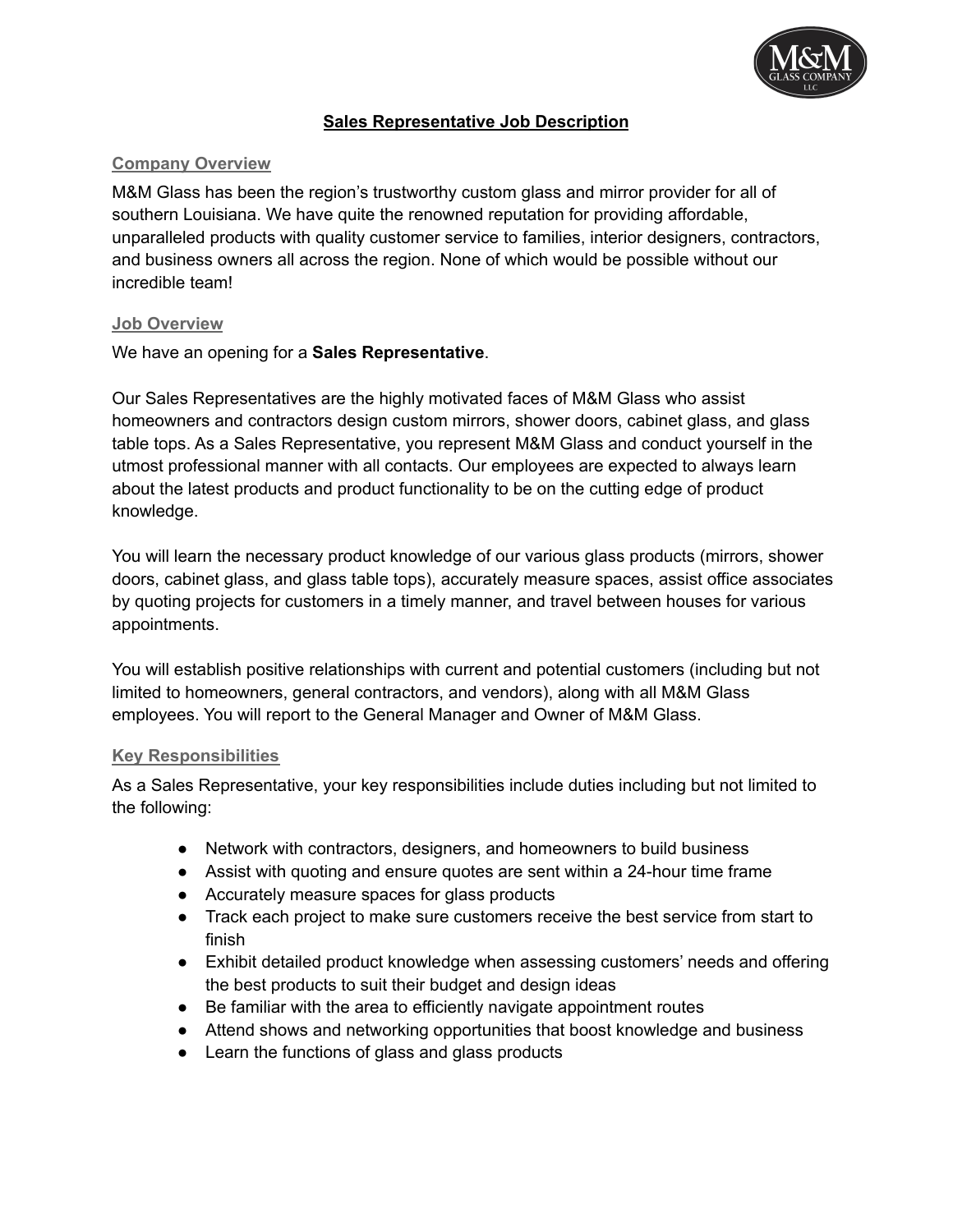# Sales Representative Job Description

## Company Overview

M&M Glass has been the region's trustworthy custom glass and mirror provider for all of southern Louisiana. We have quite the renowned reputation for providing affordable, unparalleled products with quality customer service to families, interior designers, contractors, and business owners all across the region. None of which would be possible without our incredible team!

## Job Overview

We have an opening for a **Sales Representative**.

Our Sales Representatives are the highly motivated faces of M&M Glass who assist homeowners and contractors design custom mirrors, shower doors, cabinet glass, and glass table tops. As a Sales Representative, you represent M&M Glass and conduct yourself in the utmost professional manner with all contacts. Our employees are expected to always learn about the latest products and product functionality to be on the cutting edge of product knowledge.

You will learn the necessary product knowledge of our various glass products (mirrors, shower doors, cabinet glass, and glass table tops), accurately measure spaces, assist office associates by quoting projects for customers in a timely manner, and travel between houses for various appointments.

You will establish positive relationships with current and potential customers (including but not limited to homeowners, general contractors, and vendors), along with all M&M Glass employees. You will report to the General Manager and Owner of M&M Glass.

## Key Responsibilities

As a Sales Representative, your key responsibilities include duties including but not limited to the following:

- Network with contractors, designers, and homeowners to build business
- Assist with quoting and ensure quotes are sent within a 24-hour time frame
- Accurately measure spaces for glass products
- Track each project to make sure customers receive the best service from start to finish
- Exhibit detailed product knowledge when assessing customers' needs and offering the best products to suit their budget and design ideas
- Be familiar with the area to efficiently navigate appointment routes
- Attend shows and networking opportunities that boost knowledge and business
- Learn the functions of glass and glass products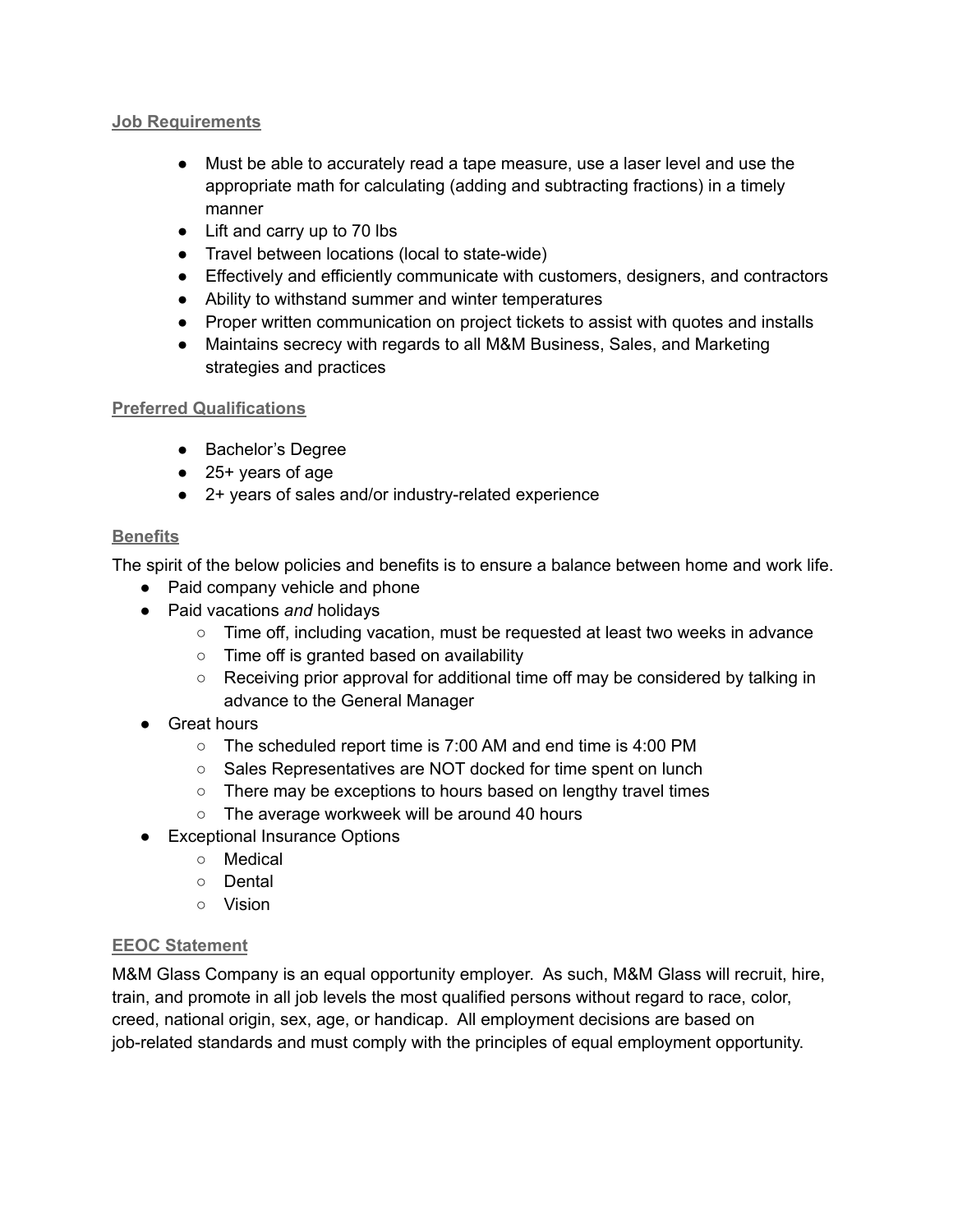## Job Requirements

- Must be able to accurately read a tape measure, use a laser level and use the appropriate math for calculating (adding and subtracting fractions) in a timely manner
- Lift and carry up to 70 lbs
- Travel between locations (local to state-wide)
- Effectively and efficiently communicate with customers, designers, and contractors
- Ability to withstand summer and winter temperatures
- Proper written communication on project tickets to assist with quotes and installs
- Maintains secrecy with regards to all M&M Business, Sales, and Marketing strategies and practices

## Preferred Qualifications

- Bachelor's Degree
- 25+ years of age
- 2+ years of sales and/or industry-related experience

## Benefits

The spirit of the below policies and benefits is to ensure a balance between home and work life.

- Paid company vehicle and phone
- Paid vacations *and* holidays
  - Time off, including vacation, must be requested at least two weeks in advance
  - Time off is granted based on availability
  - Receiving prior approval for additional time off may be considered by talking in advance to the General Manager
- Great hours
  - The scheduled report time is 7:00 AM and end time is 4:00 PM
  - Sales Representatives are NOT docked for time spent on lunch
  - There may be exceptions to hours based on lengthy travel times
  - The average workweek will be around 40 hours
- Exceptional Insurance Options
  - Medical
  - Dental
  - Vision

## EEOC Statement

M&M Glass Company is an equal opportunity employer. As such, M&M Glass will recruit, hire, train, and promote in all job levels the most qualified persons without regard to race, color, creed, national origin, sex, age, or handicap. All employment decisions are based on job-related standards and must comply with the principles of equal employment opportunity.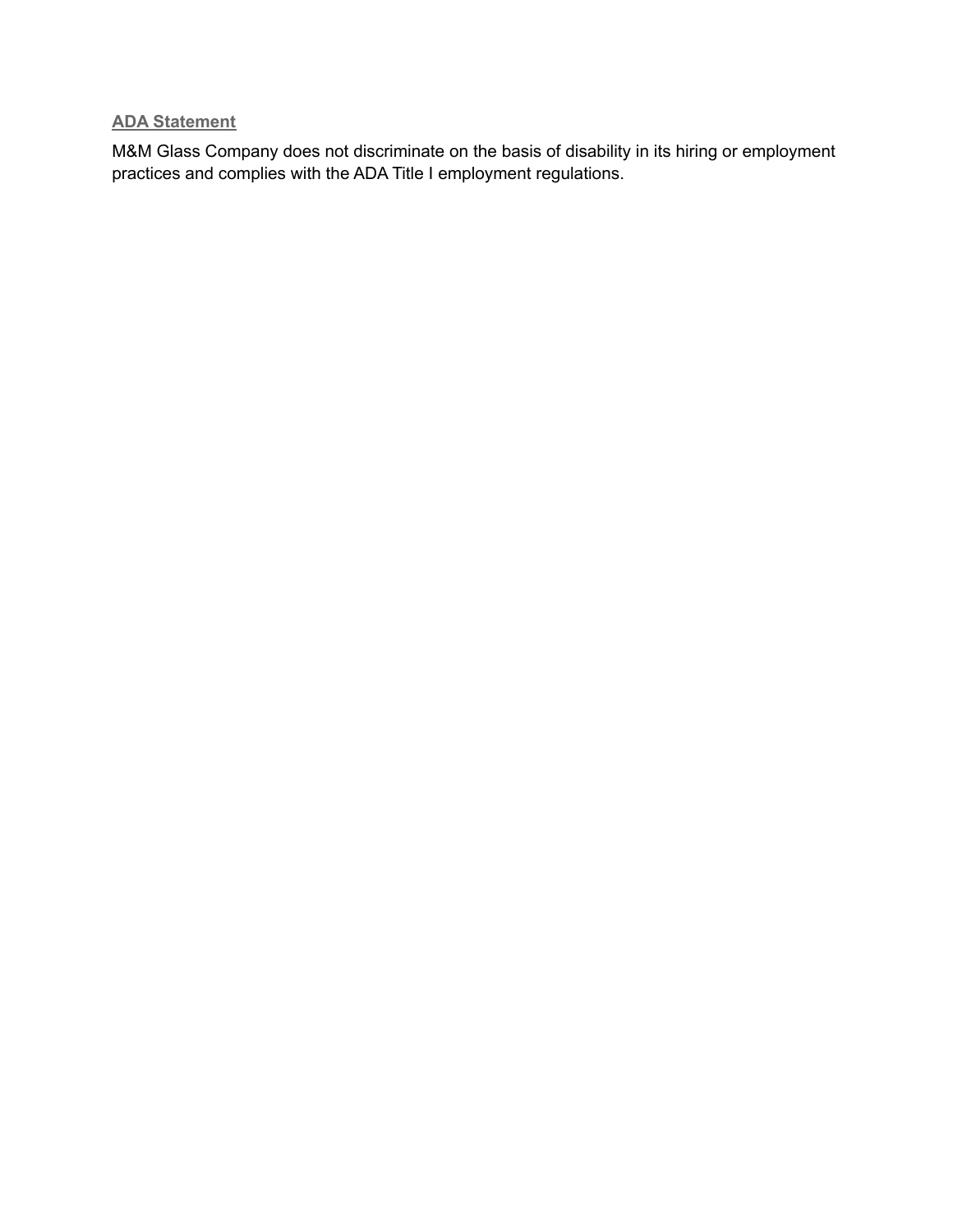## ADA Statement

M&M Glass Company does not discriminate on the basis of disability in its hiring or employment practices and complies with the ADA Title I employment regulations.